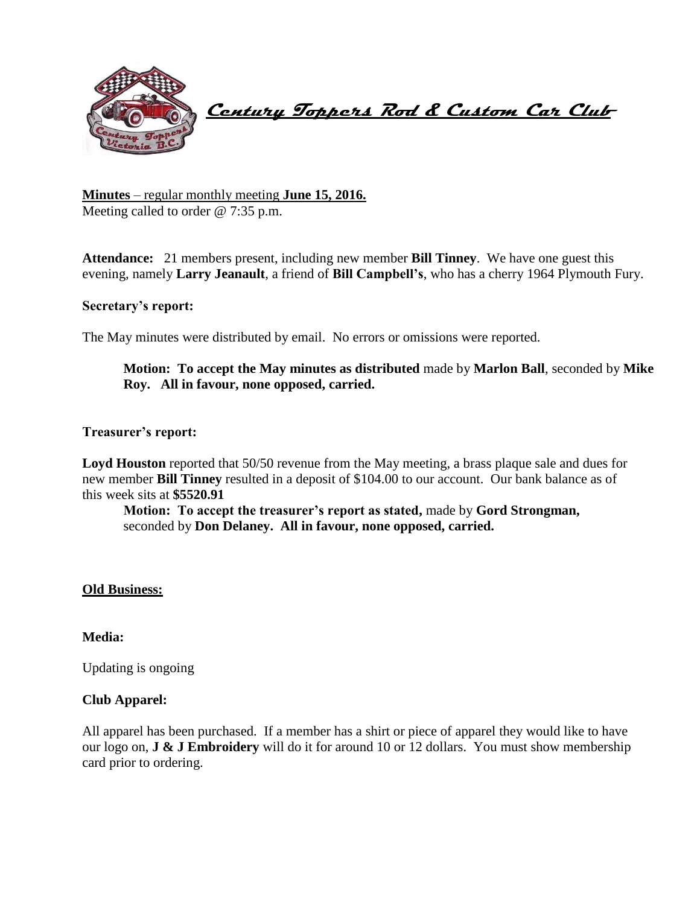# Century Toppers Rod & Custom Car Club

**Minutes** – regular monthly meeting **June 15, 2016.**
Meeting called to order @ 7:35 p.m.

**Attendance:** 21 members present, including new member **Bill Tinney**. We have one guest this evening, namely **Larry Jeanault**, a friend of **Bill Campbell's**, who has a cherry 1964 Plymouth Fury.

**Secretary's report:**

The May minutes were distributed by email. No errors or omissions were reported.

> **Motion: To accept the May minutes as distributed** made by **Marlon Ball**, seconded by **Mike Roy. All in favour, none opposed, carried.**

**Treasurer's report:**

**Loyd Houston** reported that 50/50 revenue from the May meeting, a brass plaque sale and dues for new member **Bill Tinney** resulted in a deposit of $104.00 to our account. Our bank balance as of this week sits at **$5520.91**

> **Motion: To accept the treasurer's report as stated,** made by **Gord Strongman,** seconded by **Don Delaney. All in favour, none opposed, carried.**

## Old Business:

**Media:**

Updating is ongoing

**Club Apparel:**

All apparel has been purchased. If a member has a shirt or piece of apparel they would like to have our logo on, **J & J Embroidery** will do it for around 10 or 12 dollars. You must show membership card prior to ordering.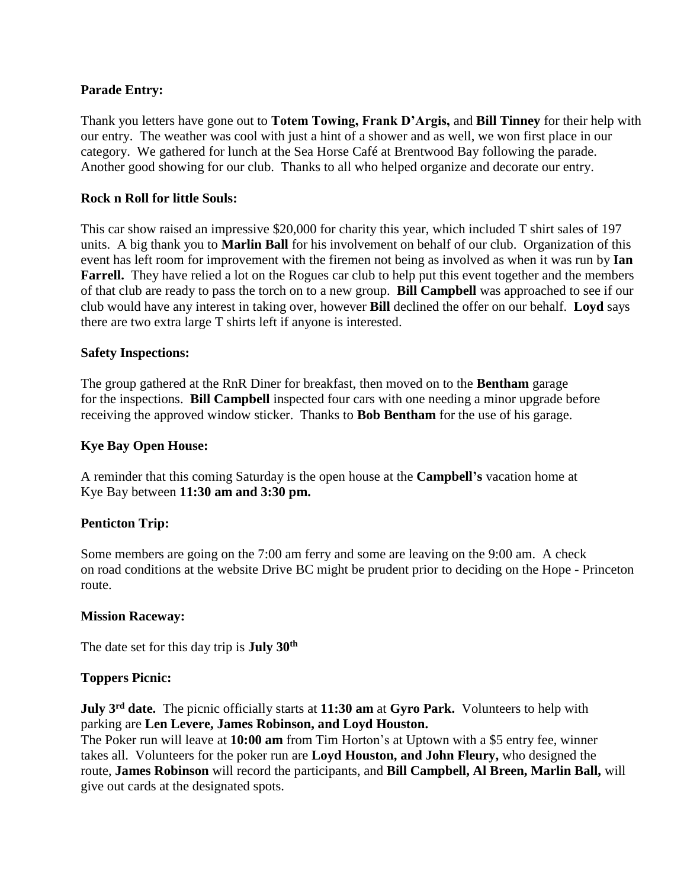**Parade Entry:**

Thank you letters have gone out to **Totem Towing, Frank D'Argis,** and **Bill Tinney** for their help with our entry. The weather was cool with just a hint of a shower and as well, we won first place in our category. We gathered for lunch at the Sea Horse Café at Brentwood Bay following the parade. Another good showing for our club. Thanks to all who helped organize and decorate our entry.

**Rock n Roll for little Souls:**

This car show raised an impressive $20,000 for charity this year, which included T shirt sales of 197 units. A big thank you to **Marlin Ball** for his involvement on behalf of our club. Organization of this event has left room for improvement with the firemen not being as involved as when it was run by **Ian Farrell.** They have relied a lot on the Rogues car club to help put this event together and the members of that club are ready to pass the torch on to a new group. **Bill Campbell** was approached to see if our club would have any interest in taking over, however **Bill** declined the offer on our behalf. **Loyd** says there are two extra large T shirts left if anyone is interested.

**Safety Inspections:**

The group gathered at the RnR Diner for breakfast, then moved on to the **Bentham** garage for the inspections. **Bill Campbell** inspected four cars with one needing a minor upgrade before receiving the approved window sticker. Thanks to **Bob Bentham** for the use of his garage.

**Kye Bay Open House:**

A reminder that this coming Saturday is the open house at the **Campbell's** vacation home at Kye Bay between **11:30 am and 3:30 pm.**

**Penticton Trip:**

Some members are going on the 7:00 am ferry and some are leaving on the 9:00 am. A check on road conditions at the website Drive BC might be prudent prior to deciding on the Hope - Princeton route.

**Mission Raceway:**

The date set for this day trip is **July 30th**

**Toppers Picnic:**

**July 3rd date.** The picnic officially starts at **11:30 am** at **Gyro Park.** Volunteers to help with parking are **Len Levere, James Robinson, and Loyd Houston.**

The Poker run will leave at **10:00 am** from Tim Horton's at Uptown with a $5 entry fee, winner takes all. Volunteers for the poker run are **Loyd Houston, and John Fleury,** who designed the route, **James Robinson** will record the participants, and **Bill Campbell, Al Breen, Marlin Ball,** will give out cards at the designated spots.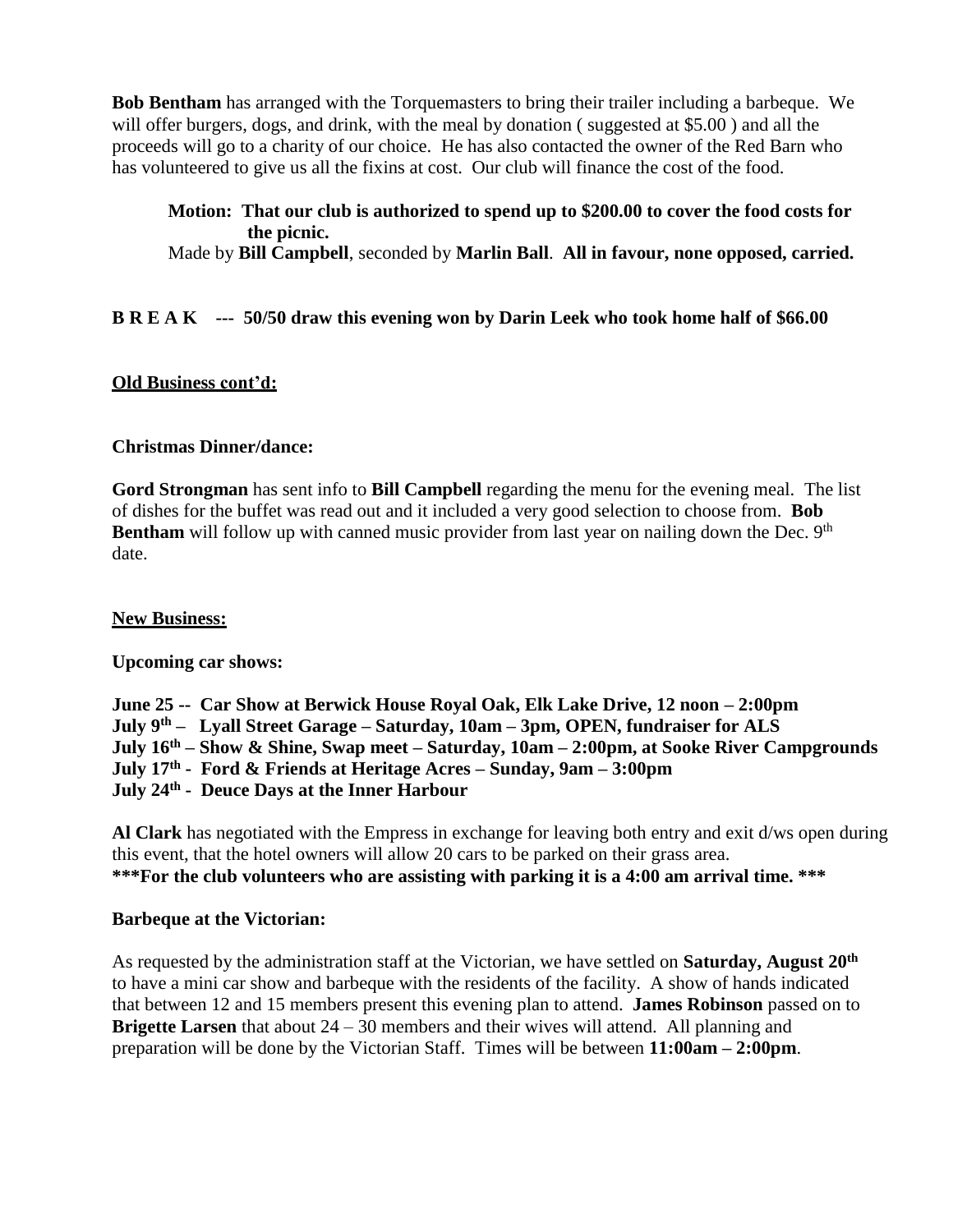**Bob Bentham** has arranged with the Torquemasters to bring their trailer including a barbeque. We will offer burgers, dogs, and drink, with the meal by donation ( suggested at $5.00 ) and all the proceeds will go to a charity of our choice. He has also contacted the owner of the Red Barn who has volunteered to give us all the fixins at cost. Our club will finance the cost of the food.

> **Motion: That our club is authorized to spend up to $200.00 to cover the food costs for the picnic.**
> Made by **Bill Campbell**, seconded by **Marlin Ball**. **All in favour, none opposed, carried.**

**B R E A K --- 50/50 draw this evening won by Darin Leek who took home half of $66.00**

**<u>Old Business cont'd:</u>**

**Christmas Dinner/dance:**

**Gord Strongman** has sent info to **Bill Campbell** regarding the menu for the evening meal. The list of dishes for the buffet was read out and it included a very good selection to choose from. **Bob Bentham** will follow up with canned music provider from last year on nailing down the Dec. 9th date.

**<u>New Business:</u>**

**Upcoming car shows:**

**June 25 -- Car Show at Berwick House Royal Oak, Elk Lake Drive, 12 noon – 2:00pm**
**July 9th – Lyall Street Garage – Saturday, 10am – 3pm, OPEN, fundraiser for ALS**
**July 16th – Show & Shine, Swap meet – Saturday, 10am – 2:00pm, at Sooke River Campgrounds**
**July 17th - Ford & Friends at Heritage Acres – Sunday, 9am – 3:00pm**
**July 24th - Deuce Days at the Inner Harbour**

**Al Clark** has negotiated with the Empress in exchange for leaving both entry and exit d/ws open during this event, that the hotel owners will allow 20 cars to be parked on their grass area.
**\*\*\*For the club volunteers who are assisting with parking it is a 4:00 am arrival time. \*\*\***

**Barbeque at the Victorian:**

As requested by the administration staff at the Victorian, we have settled on **Saturday, August 20th** to have a mini car show and barbeque with the residents of the facility. A show of hands indicated that between 12 and 15 members present this evening plan to attend. **James Robinson** passed on to **Brigette Larsen** that about 24 – 30 members and their wives will attend. All planning and preparation will be done by the Victorian Staff. Times will be between **11:00am – 2:00pm**.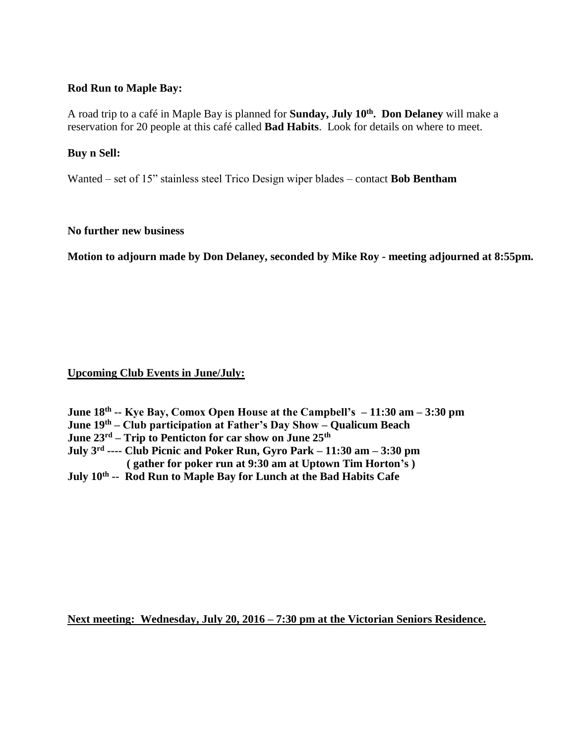**Rod Run to Maple Bay:**

A road trip to a café in Maple Bay is planned for **Sunday, July 10th. Don Delaney** will make a reservation for 20 people at this café called **Bad Habits**. Look for details on where to meet.

**Buy n Sell:**

Wanted – set of 15" stainless steel Trico Design wiper blades – contact **Bob Bentham**

**No further new business**

**Motion to adjourn made by Don Delaney, seconded by Mike Roy - meeting adjourned at 8:55pm.**

**Upcoming Club Events in June/July:**

**June 18th -- Kye Bay, Comox Open House at the Campbell's – 11:30 am – 3:30 pm**
**June 19th – Club participation at Father's Day Show – Qualicum Beach**
**June 23rd – Trip to Penticton for car show on June 25th**
**July 3rd ---- Club Picnic and Poker Run, Gyro Park – 11:30 am – 3:30 pm**
**( gather for poker run at 9:30 am at Uptown Tim Horton's )**
**July 10th -- Rod Run to Maple Bay for Lunch at the Bad Habits Cafe**

**Next meeting: Wednesday, July 20, 2016 – 7:30 pm at the Victorian Seniors Residence.**